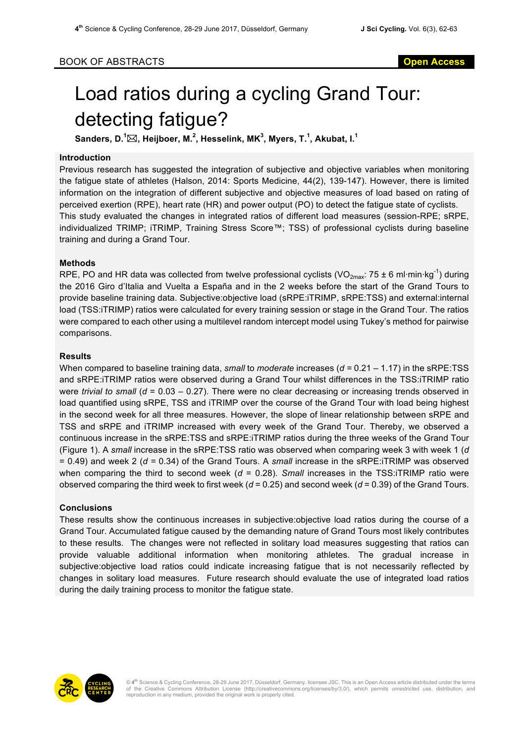BOOK OF ABSTRACTS

Open Access

# Load ratios during a cycling Grand Tour: detecting fatigue?

**Sanders, D.[1]✉, Heijboer, M.[2], Hesselink, MK[3], Myers, T.[1], Akubat, I.[1]**

### Introduction

Previous research has suggested the integration of subjective and objective variables when monitoring the fatigue state of athletes (Halson, 2014: Sports Medicine, 44(2), 139-147). However, there is limited information on the integration of different subjective and objective measures of load based on rating of perceived exertion (RPE), heart rate (HR) and power output (PO) to detect the fatigue state of cyclists.

This study evaluated the changes in integrated ratios of different load measures (session-RPE; sRPE, individualized TRIMP; iTRIMP, Training Stress Score™; TSS) of professional cyclists during baseline training and during a Grand Tour.

### Methods

RPE, PO and HR data was collected from twelve professional cyclists ($VO_{2max}$: 75 ± 6 ml·min·kg$^{-1}$) during the 2016 Giro d'Italia and Vuelta a España and in the 2 weeks before the start of the Grand Tours to provide baseline training data. Subjective:objective load (sRPE:iTRIMP, sRPE:TSS) and external:internal load (TSS:iTRIMP) ratios were calculated for every training session or stage in the Grand Tour. The ratios were compared to each other using a multilevel random intercept model using Tukey's method for pairwise comparisons.

### Results

When compared to baseline training data, *small* to *moderate* increases ($d$ = 0.21 – 1.17) in the sRPE:TSS and sRPE:iTRIMP ratios were observed during a Grand Tour whilst differences in the TSS:iTRIMP ratio were *trivial to small* ($d$ = 0.03 – 0.27). There were no clear decreasing or increasing trends observed in load quantified using sRPE, TSS and iTRIMP over the course of the Grand Tour with load being highest in the second week for all three measures. However, the slope of linear relationship between sRPE and TSS and sRPE and iTRIMP increased with every week of the Grand Tour. Thereby, we observed a continuous increase in the sRPE:TSS and sRPE:iTRIMP ratios during the three weeks of the Grand Tour (Figure 1). A *small* increase in the sRPE:TSS ratio was observed when comparing week 3 with week 1 ($d$ = 0.49) and week 2 ($d$ = 0.34) of the Grand Tours. A *small* increase in the sRPE:iTRIMP was observed when comparing the third to second week ($d$ = 0.28). *Small* increases in the TSS:iTRIMP ratio were observed comparing the third week to first week ($d$ = 0.25) and second week ($d$ = 0.39) of the Grand Tours.

### Conclusions

These results show the continuous increases in subjective:objective load ratios during the course of a Grand Tour. Accumulated fatigue caused by the demanding nature of Grand Tours most likely contributes to these results. The changes were not reflected in solitary load measures suggesting that ratios can provide valuable additional information when monitoring athletes. The gradual increase in subjective:objective load ratios could indicate increasing fatigue that is not necessarily reflected by changes in solitary load measures. Future research should evaluate the use of integrated load ratios during the daily training process to monitor the fatigue state.

© 4th Science & Cycling Conference, 28-29 June 2017, Düsseldorf, Germany. licensee JSC. This is an Open Access article distributed under the terms of the Creative Commons Attribution License (http://creativecommons.org/licenses/by/3.0/), which permits unrestricted use, distribution, and reproduction in any medium, provided the original work is properly cited.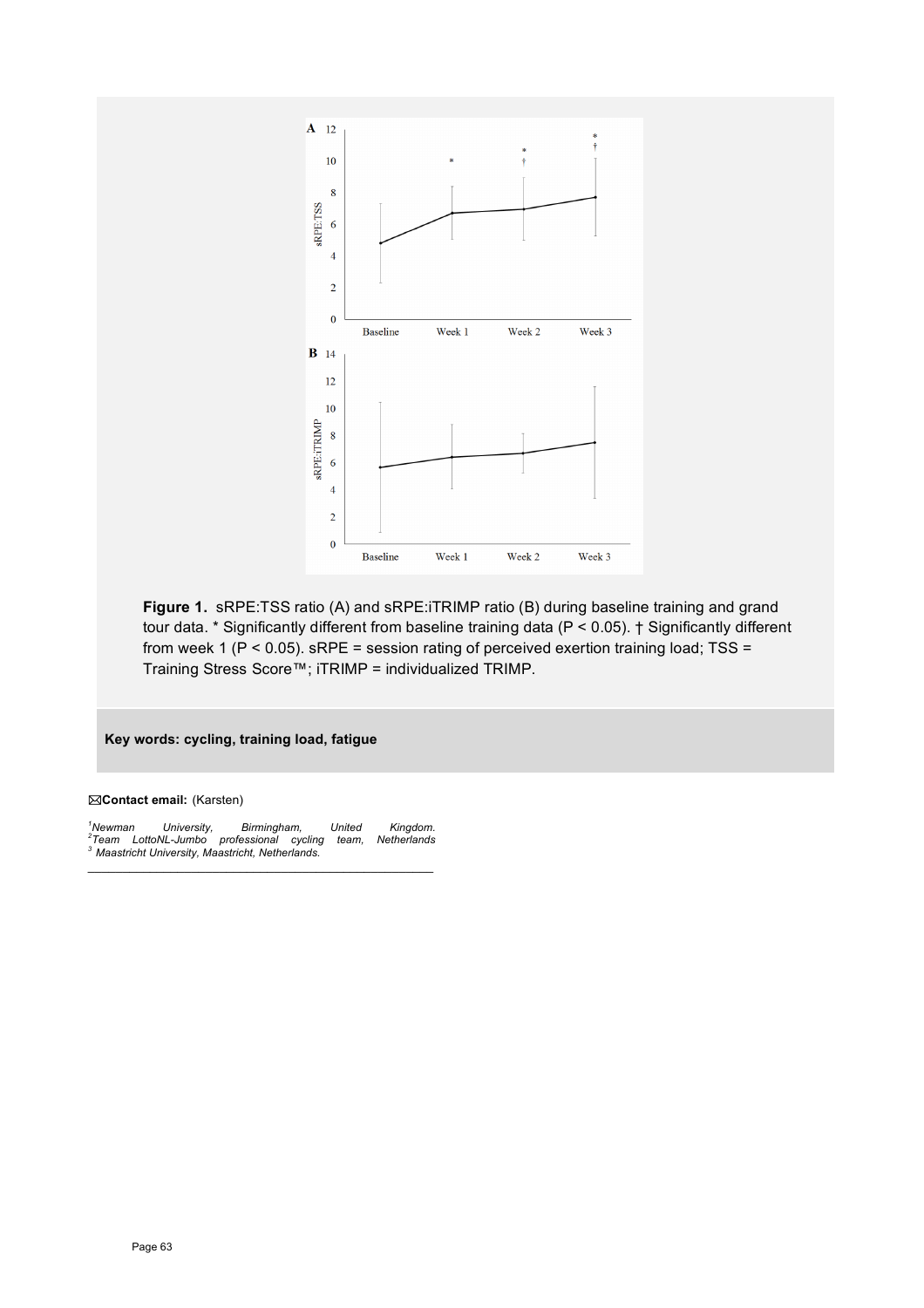A

12
10
8
6
4
2
0

sRPE:TSS

Baseline
Week 1
Week 2
Week 3

*
*
†
*
†

B

14
12
10
8
6
4
2
0

sRPE:iTRIMP

Baseline
Week 1
Week 2
Week 3

**Figure 1.** sRPE:TSS ratio (A) and sRPE:iTRIMP ratio (B) during baseline training and grand tour data. * Significantly different from baseline training data ($P < 0.05$). † Significantly different from week 1 ($P < 0.05$). sRPE = session rating of perceived exertion training load; TSS = Training Stress Score™; iTRIMP = individualized TRIMP.

**Key words: cycling, training load, fatigue**

**Contact email:** (Karsten)

[1]*Newman University, Birmingham, United Kingdom.*
[2]*Team LottoNL-Jumbo professional cycling team, Netherlands*
[3] *Maastricht University, Maastricht, Netherlands.*